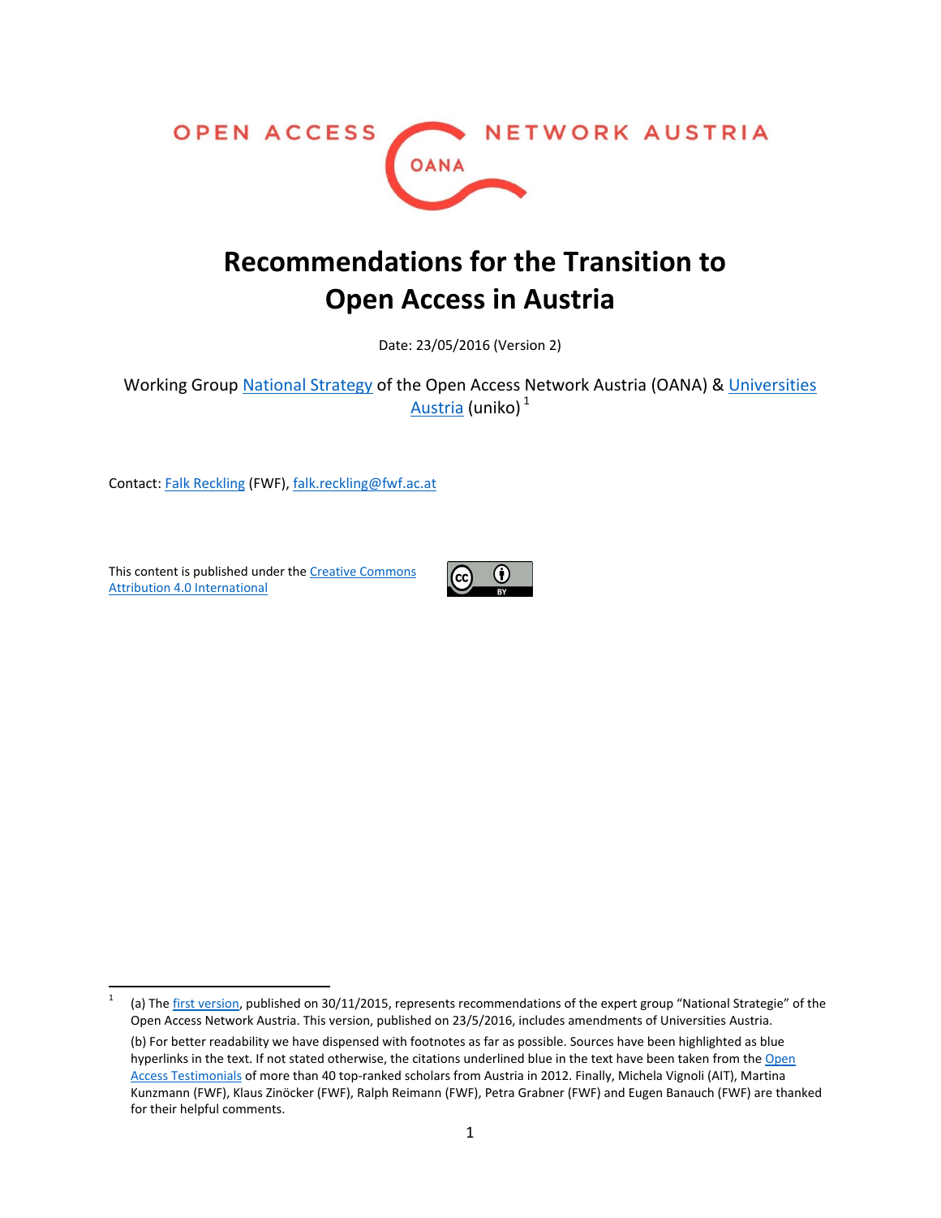OPEN ACCESS NETWORK AUSTRIA

OANA

# Recommendations for the Transition to Open Access in Austria

Date: 23/05/2016 (Version 2)

Working Group National Strategy of the Open Access Network Austria (OANA) & Universities Austria (uniko) [1]

Contact: Falk Reckling (FWF), falk.reckling@fwf.ac.at

This content is published under the Creative Commons Attribution 4.0 International

---

[1] (a) The first version, published on 30/11/2015, represents recommendations of the expert group "National Strategie" of the Open Access Network Austria. This version, published on 23/5/2016, includes amendments of Universities Austria.

(b) For better readability we have dispensed with footnotes as far as possible. Sources have been highlighted as blue hyperlinks in the text. If not stated otherwise, the citations underlined blue in the text have been taken from the Open Access Testimonials of more than 40 top-ranked scholars from Austria in 2012. Finally, Michela Vignoli (AIT), Martina Kunzmann (FWF), Klaus Zinöcker (FWF), Ralph Reimann (FWF), Petra Grabner (FWF) and Eugen Banauch (FWF) are thanked for their helpful comments.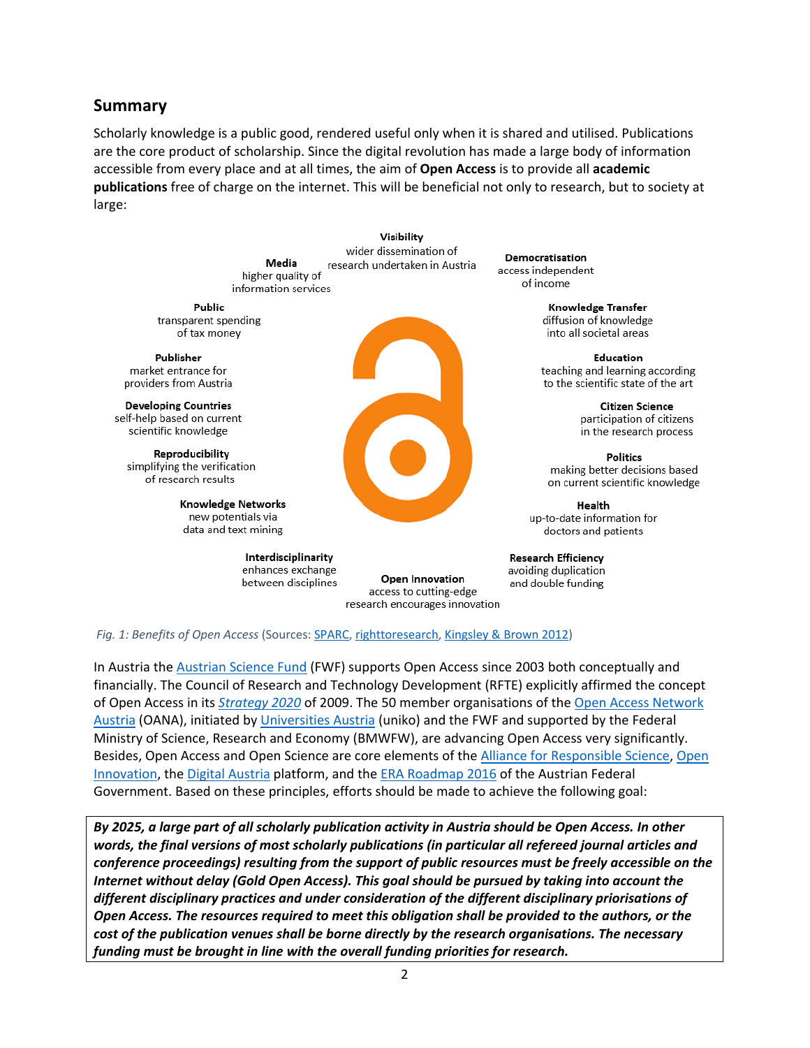## Summary

Scholarly knowledge is a public good, rendered useful only when it is shared and utilised. Publications are the core product of scholarship. Since the digital revolution has made a large body of information accessible from every place and at all times, the aim of **Open Access** is to provide all **academic publications** free of charge on the internet. This will be beneficial not only to research, but to society at large:

**Visibility**
wider dissemination of research undertaken in Austria

**Democratisation**
access independent of income

**Knowledge Transfer**
diffusion of knowledge into all societal areas

**Education**
teaching and learning according to the scientific state of the art

**Citizen Science**
participation of citizens in the research process

**Politics**
making better decisions based on current scientific knowledge

**Health**
up-to-date information for doctors and patients

**Research Efficiency**
avoiding duplication and double funding

**Open Innovation**
access to cutting-edge research encourages innovation

**Interdisciplinarity**
enhances exchange between disciplines

**Knowledge Networks**
new potentials via data and text mining

**Reproducibility**
simplifying the verification of research results

**Developing Countries**
self-help based on current scientific knowledge

**Publisher**
market entrance for providers from Austria

**Public**
transparent spending of tax money

**Media**
higher quality of information services

*Fig. 1: Benefits of Open Access* (Sources: SPARC, righttoresearch, Kingsley & Brown 2012)

In Austria the Austrian Science Fund (FWF) supports Open Access since 2003 both conceptually and financially. The Council of Research and Technology Development (RFTE) explicitly affirmed the concept of Open Access in its *Strategy 2020* of 2009. The 50 member organisations of the Open Access Network Austria (OANA), initiated by Universities Austria (uniko) and the FWF and supported by the Federal Ministry of Science, Research and Economy (BMWFW), are advancing Open Access very significantly. Besides, Open Access and Open Science are core elements of the Alliance for Responsible Science, Open Innovation, the Digital Austria platform, and the ERA Roadmap 2016 of the Austrian Federal Government. Based on these principles, efforts should be made to achieve the following goal:

***By 2025, a large part of all scholarly publication activity in Austria should be Open Access. In other words, the final versions of most scholarly publications (in particular all refereed journal articles and conference proceedings) resulting from the support of public resources must be freely accessible on the Internet without delay (Gold Open Access). This goal should be pursued by taking into account the different disciplinary practices and under consideration of the different disciplinary priorisations of Open Access. The resources required to meet this obligation shall be provided to the authors, or the cost of the publication venues shall be borne directly by the research organisations. The necessary funding must be brought in line with the overall funding priorities for research.***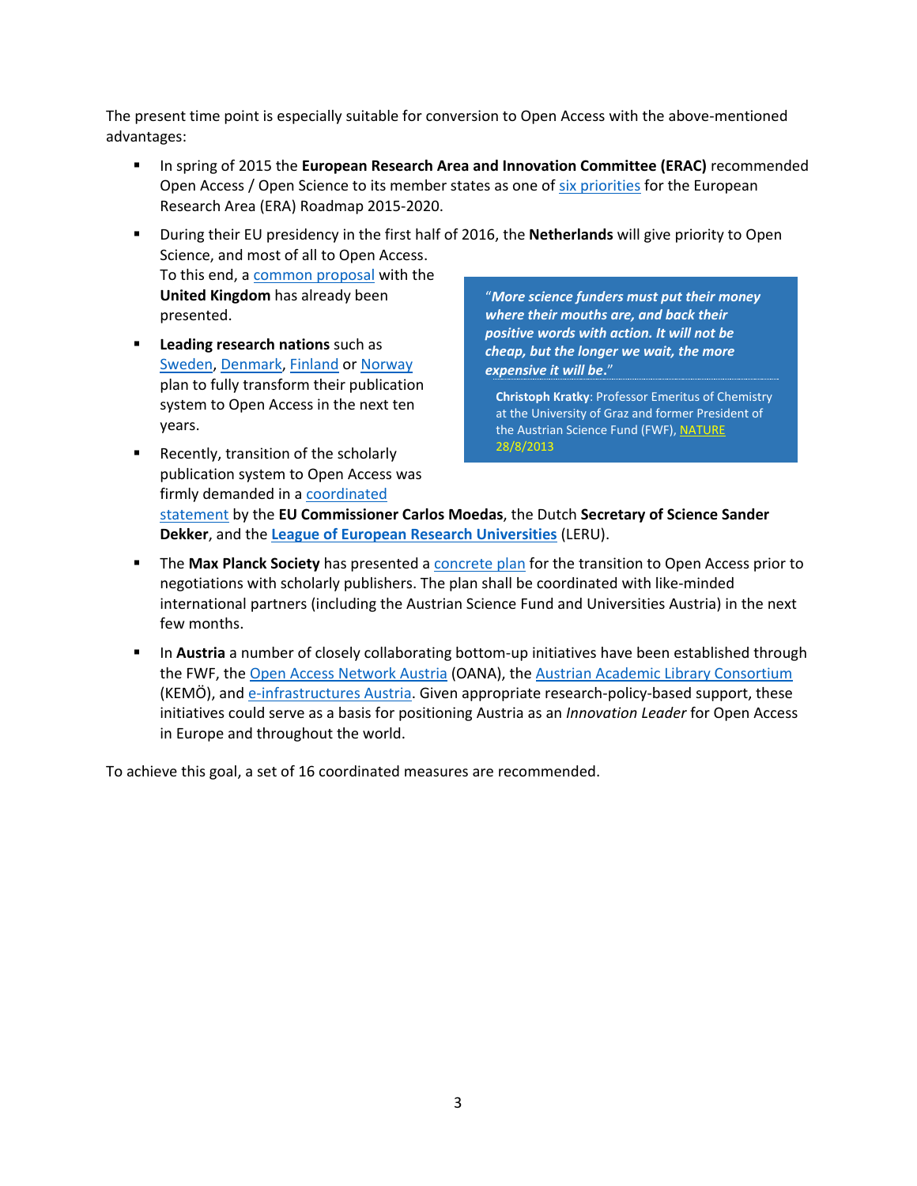The present time point is especially suitable for conversion to Open Access with the above-mentioned advantages:

- In spring of 2015 the **European Research Area and Innovation Committee (ERAC)** recommended Open Access / Open Science to its member states as one of six priorities for the European Research Area (ERA) Roadmap 2015-2020.
- During their EU presidency in the first half of 2016, the **Netherlands** will give priority to Open Science, and most of all to Open Access. To this end, a common proposal with the **United Kingdom** has already been presented.
- **Leading research nations** such as Sweden, Denmark, Finland or Norway plan to fully transform their publication system to Open Access in the next ten years.
- Recently, transition of the scholarly publication system to Open Access was firmly demanded in a coordinated statement by the **EU Commissioner Carlos Moedas**, the Dutch **Secretary of Science Sander Dekker**, and the **League of European Research Universities** (LERU).
- The **Max Planck Society** has presented a concrete plan for the transition to Open Access prior to negotiations with scholarly publishers. The plan shall be coordinated with like-minded international partners (including the Austrian Science Fund and Universities Austria) in the next few months.
- In **Austria** a number of closely collaborating bottom-up initiatives have been established through the FWF, the Open Access Network Austria (OANA), the Austrian Academic Library Consortium (KEMÖ), and e-infrastructures Austria. Given appropriate research-policy-based support, these initiatives could serve as a basis for positioning Austria as an *Innovation Leader* for Open Access in Europe and throughout the world.

> "***More science funders must put their money where their mouths are, and back their positive words with action. It will not be cheap, but the longer we wait, the more expensive it will be.***"
>
> **Christoph Kratky**: Professor Emeritus of Chemistry at the University of Graz and former President of the Austrian Science Fund (FWF), NATURE 28/8/2013

To achieve this goal, a set of 16 coordinated measures are recommended.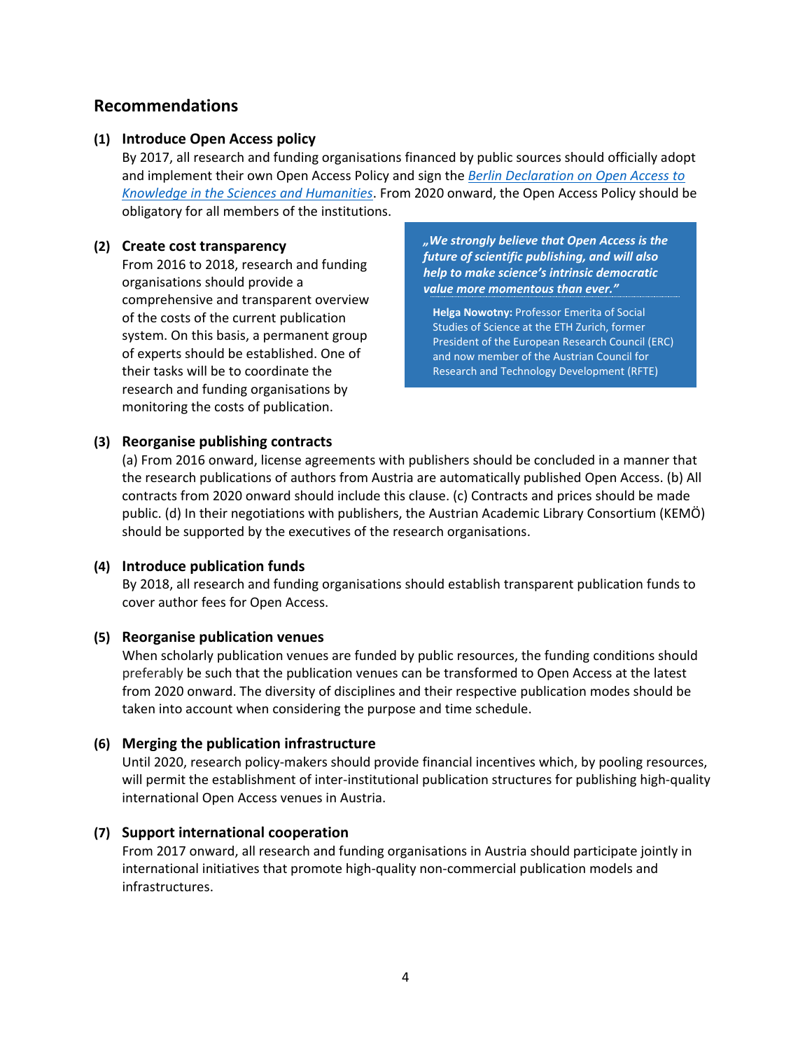## Recommendations

### (1) Introduce Open Access policy

By 2017, all research and funding organisations financed by public sources should officially adopt and implement their own Open Access Policy and sign the *Berlin Declaration on Open Access to Knowledge in the Sciences and Humanities*. From 2020 onward, the Open Access Policy should be obligatory for all members of the institutions.

### (2) Create cost transparency

From 2016 to 2018, research and funding organisations should provide a comprehensive and transparent overview of the costs of the current publication system. On this basis, a permanent group of experts should be established. One of their tasks will be to coordinate the research and funding organisations by monitoring the costs of publication.

> ***„We strongly believe that Open Access is the future of scientific publishing, and will also help to make science's intrinsic democratic value more momentous than ever."***
>
> **Helga Nowotny:** Professor Emerita of Social Studies of Science at the ETH Zurich, former President of the European Research Council (ERC) and now member of the Austrian Council for Research and Technology Development (RFTE)

### (3) Reorganise publishing contracts

(a) From 2016 onward, license agreements with publishers should be concluded in a manner that the research publications of authors from Austria are automatically published Open Access. (b) All contracts from 2020 onward should include this clause. (c) Contracts and prices should be made public. (d) In their negotiations with publishers, the Austrian Academic Library Consortium (KEMÖ) should be supported by the executives of the research organisations.

### (4) Introduce publication funds

By 2018, all research and funding organisations should establish transparent publication funds to cover author fees for Open Access.

### (5) Reorganise publication venues

When scholarly publication venues are funded by public resources, the funding conditions should preferably be such that the publication venues can be transformed to Open Access at the latest from 2020 onward. The diversity of disciplines and their respective publication modes should be taken into account when considering the purpose and time schedule.

### (6) Merging the publication infrastructure

Until 2020, research policy-makers should provide financial incentives which, by pooling resources, will permit the establishment of inter-institutional publication structures for publishing high-quality international Open Access venues in Austria.

### (7) Support international cooperation

From 2017 onward, all research and funding organisations in Austria should participate jointly in international initiatives that promote high-quality non-commercial publication models and infrastructures.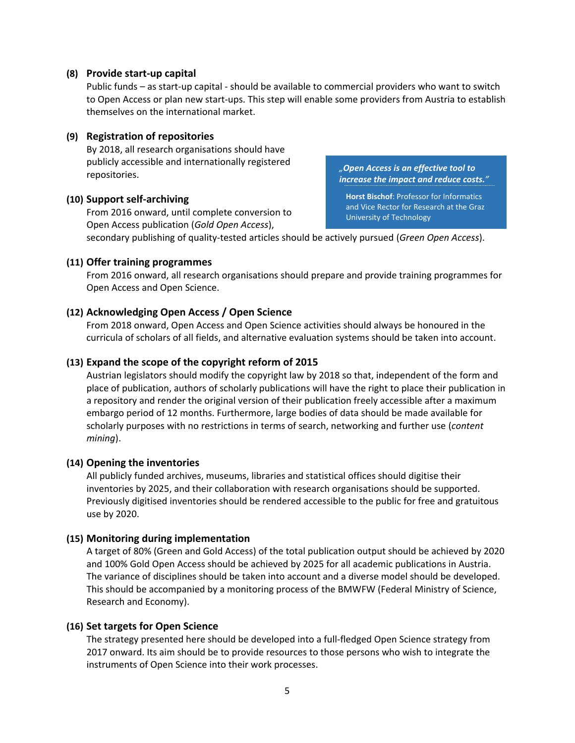**(8) Provide start-up capital**

Public funds – as start-up capital - should be available to commercial providers who want to switch to Open Access or plan new start-ups. This step will enable some providers from Austria to establish themselves on the international market.

**(9) Registration of repositories**

By 2018, all research organisations should have publicly accessible and internationally registered repositories.

**(10) Support self-archiving**

From 2016 onward, until complete conversion to Open Access publication (*Gold Open Access*), secondary publishing of quality-tested articles should be actively pursued (*Green Open Access*).

> ***„Open Access is an effective tool to increase the impact and reduce costs."***
>
> **Horst Bischof**: Professor for Informatics and Vice Rector for Research at the Graz University of Technology

**(11) Offer training programmes**

From 2016 onward, all research organisations should prepare and provide training programmes for Open Access and Open Science.

**(12) Acknowledging Open Access / Open Science**

From 2018 onward, Open Access and Open Science activities should always be honoured in the curricula of scholars of all fields, and alternative evaluation systems should be taken into account.

**(13) Expand the scope of the copyright reform of 2015**

Austrian legislators should modify the copyright law by 2018 so that, independent of the form and place of publication, authors of scholarly publications will have the right to place their publication in a repository and render the original version of their publication freely accessible after a maximum embargo period of 12 months. Furthermore, large bodies of data should be made available for scholarly purposes with no restrictions in terms of search, networking and further use (*content mining*).

**(14) Opening the inventories**

All publicly funded archives, museums, libraries and statistical offices should digitise their inventories by 2025, and their collaboration with research organisations should be supported. Previously digitised inventories should be rendered accessible to the public for free and gratuitous use by 2020.

**(15) Monitoring during implementation**

A target of 80% (Green and Gold Access) of the total publication output should be achieved by 2020 and 100% Gold Open Access should be achieved by 2025 for all academic publications in Austria. The variance of disciplines should be taken into account and a diverse model should be developed. This should be accompanied by a monitoring process of the BMWFW (Federal Ministry of Science, Research and Economy).

**(16) Set targets for Open Science**

The strategy presented here should be developed into a full-fledged Open Science strategy from 2017 onward. Its aim should be to provide resources to those persons who wish to integrate the instruments of Open Science into their work processes.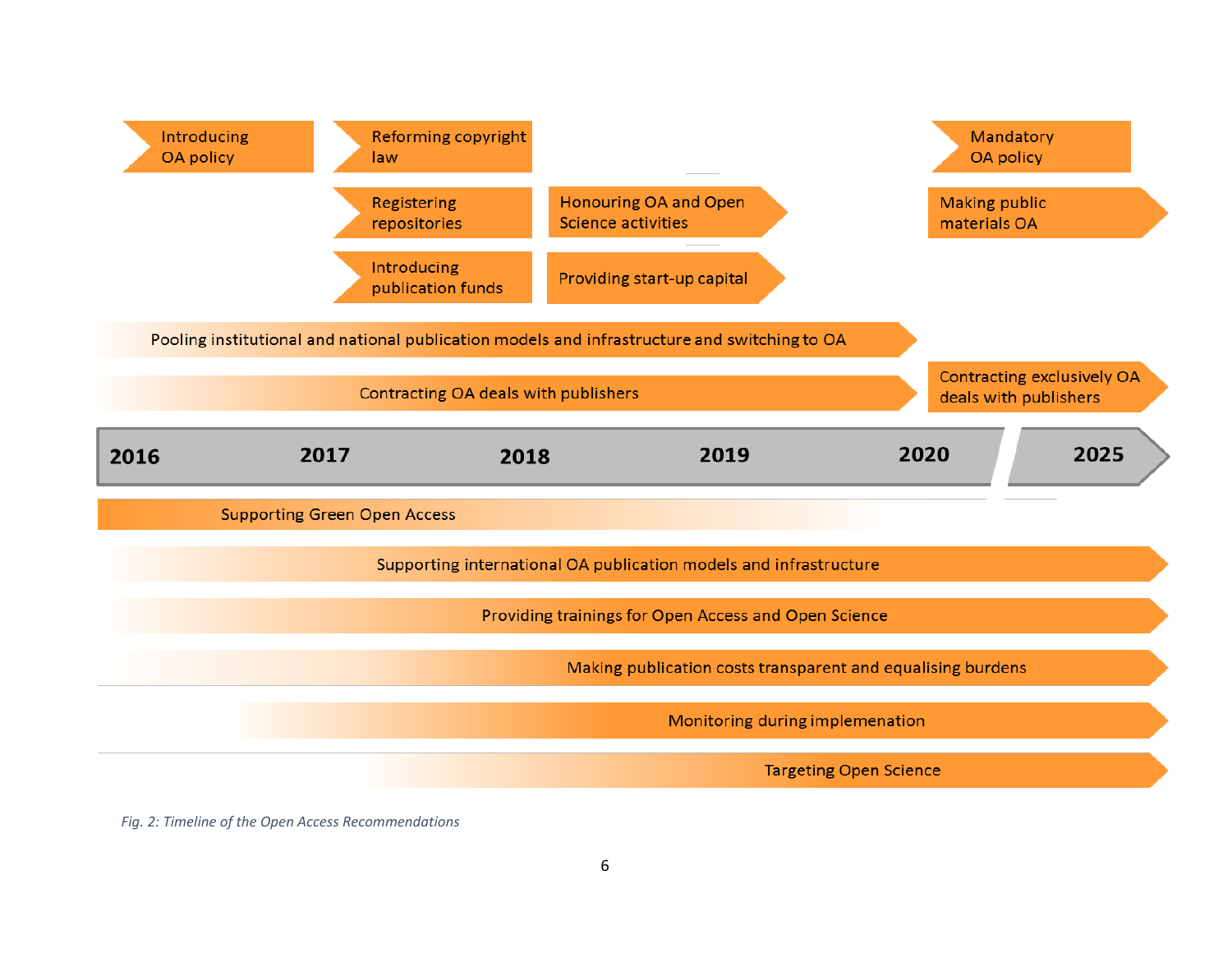Introducing OA policy

Reforming copyright law

Mandatory OA policy

Registering repositories

Honouring OA and Open Science activities

Making public materials OA

Introducing publication funds

Providing start-up capital

Pooling institutional and national publication models and infrastructure and switching to OA

Contracting OA deals with publishers

Contracting exclusively OA deals with publishers

2016

2017

2018

2019

2020

2025

Supporting Green Open Access

Supporting international OA publication models and infrastructure

Providing trainings for Open Access and Open Science

Making publication costs transparent and equalising burdens

Monitoring during implemenation

Targeting Open Science

*Fig. 2: Timeline of the Open Access Recommendations*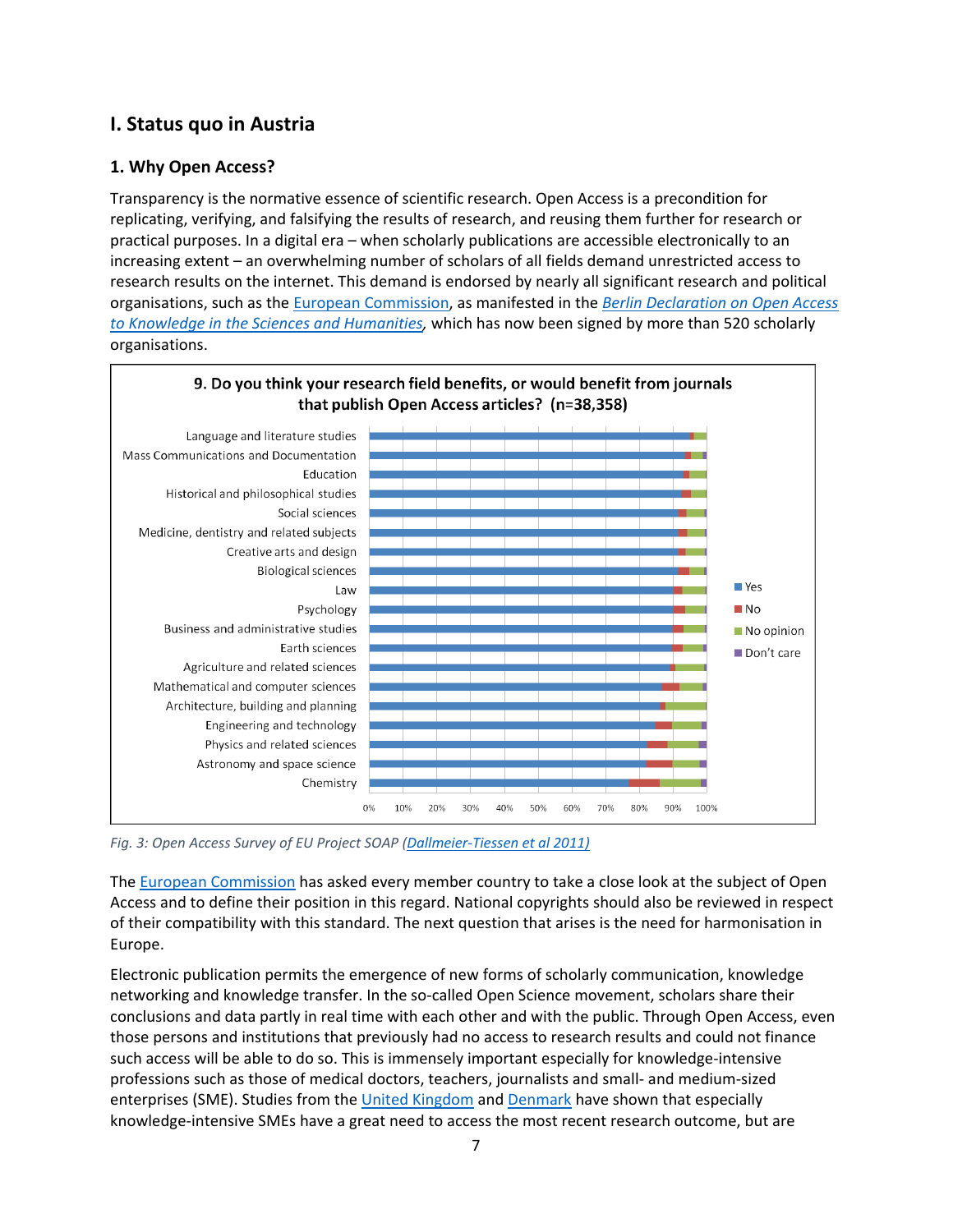## I. Status quo in Austria

### 1. Why Open Access?

Transparency is the normative essence of scientific research. Open Access is a precondition for replicating, verifying, and falsifying the results of research, and reusing them further for research or practical purposes. In a digital era – when scholarly publications are accessible electronically to an increasing extent – an overwhelming number of scholars of all fields demand unrestricted access to research results on the internet. This demand is endorsed by nearly all significant research and political organisations, such as the European Commission, as manifested in the *Berlin Declaration on Open Access to Knowledge in the Sciences and Humanities*, which has now been signed by more than 520 scholarly organisations.

9. Do you think your research field benefits, or would benefit from journals that publish Open Access articles? (n=38,358)

Language and literature studies
Mass Communications and Documentation
Education
Historical and philosophical studies
Social sciences
Medicine, dentistry and related subjects
Creative arts and design
Biological sciences
Law
Psychology
Business and administrative studies
Earth sciences
Agriculture and related sciences
Mathematical and computer sciences
Architecture, building and planning
Engineering and technology
Physics and related sciences
Astronomy and space science
Chemistry

0% 10% 20% 30% 40% 50% 60% 70% 80% 90% 100%

Yes
No
No opinion
Don't care

*Fig. 3: Open Access Survey of EU Project SOAP (Dallmeier-Tiessen et al 2011)*

The European Commission has asked every member country to take a close look at the subject of Open Access and to define their position in this regard. National copyrights should also be reviewed in respect of their compatibility with this standard. The next question that arises is the need for harmonisation in Europe.

Electronic publication permits the emergence of new forms of scholarly communication, knowledge networking and knowledge transfer. In the so-called Open Science movement, scholars share their conclusions and data partly in real time with each other and with the public. Through Open Access, even those persons and institutions that previously had no access to research results and could not finance such access will be able to do so. This is immensely important especially for knowledge-intensive professions such as those of medical doctors, teachers, journalists and small- and medium-sized enterprises (SME). Studies from the United Kingdom and Denmark have shown that especially knowledge-intensive SMEs have a great need to access the most recent research outcome, but are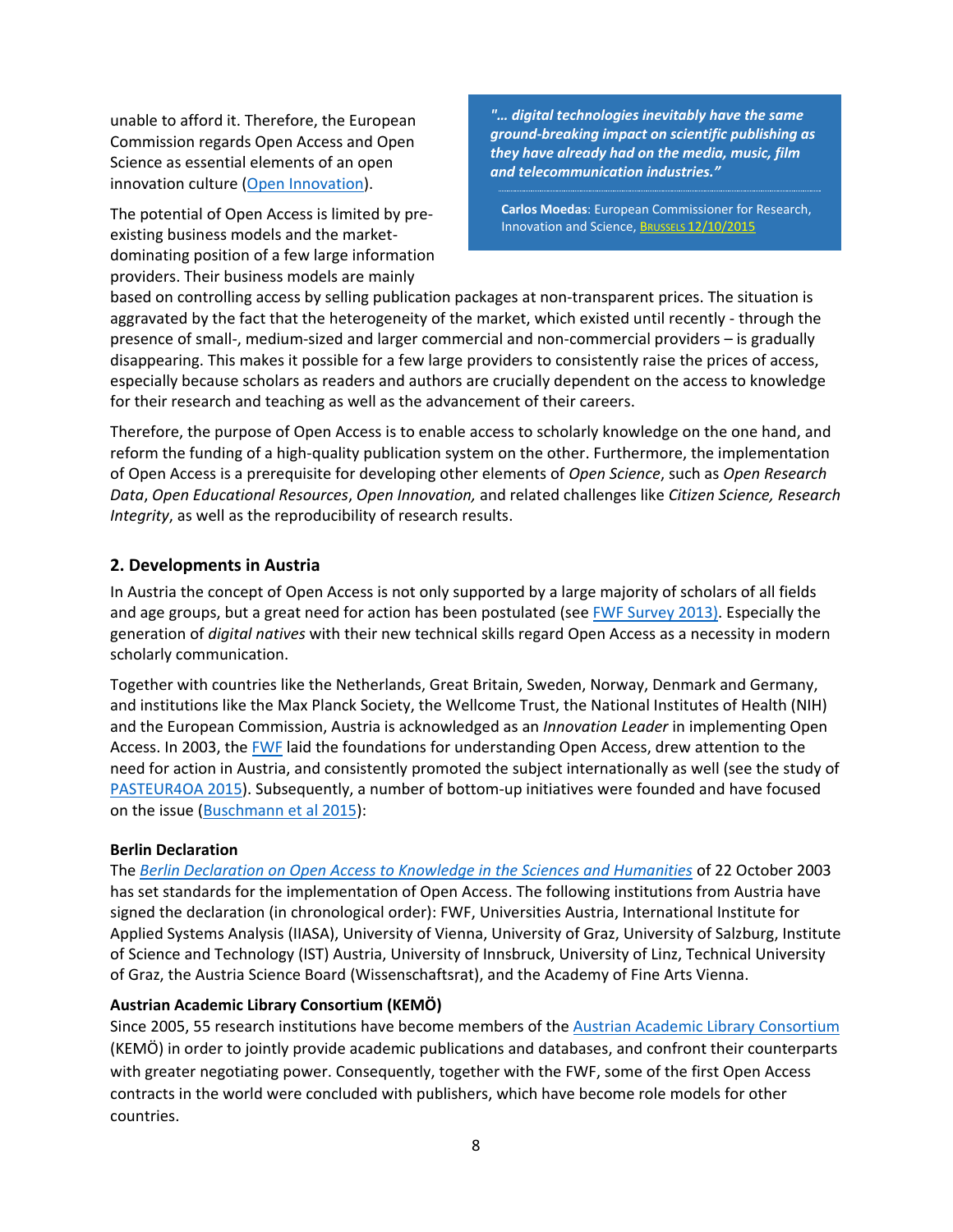unable to afford it. Therefore, the European Commission regards Open Access and Open Science as essential elements of an open innovation culture (Open Innovation).

> ***"… digital technologies inevitably have the same ground-breaking impact on scientific publishing as they have already had on the media, music, film and telecommunication industries."***
>
> **Carlos Moedas**: European Commissioner for Research, Innovation and Science, BRUSSELS 12/10/2015

The potential of Open Access is limited by pre-existing business models and the market-dominating position of a few large information providers. Their business models are mainly based on controlling access by selling publication packages at non-transparent prices. The situation is aggravated by the fact that the heterogeneity of the market, which existed until recently - through the presence of small-, medium-sized and larger commercial and non-commercial providers – is gradually disappearing. This makes it possible for a few large providers to consistently raise the prices of access, especially because scholars as readers and authors are crucially dependent on the access to knowledge for their research and teaching as well as the advancement of their careers.

Therefore, the purpose of Open Access is to enable access to scholarly knowledge on the one hand, and reform the funding of a high-quality publication system on the other. Furthermore, the implementation of Open Access is a prerequisite for developing other elements of *Open Science*, such as *Open Research Data*, *Open Educational Resources*, *Open Innovation,* and related challenges like *Citizen Science, Research Integrity*, as well as the reproducibility of research results.

## 2. Developments in Austria

In Austria the concept of Open Access is not only supported by a large majority of scholars of all fields and age groups, but a great need for action has been postulated (see FWF Survey 2013). Especially the generation of *digital natives* with their new technical skills regard Open Access as a necessity in modern scholarly communication.

Together with countries like the Netherlands, Great Britain, Sweden, Norway, Denmark and Germany, and institutions like the Max Planck Society, the Wellcome Trust, the National Institutes of Health (NIH) and the European Commission, Austria is acknowledged as an *Innovation Leader* in implementing Open Access. In 2003, the FWF laid the foundations for understanding Open Access, drew attention to the need for action in Austria, and consistently promoted the subject internationally as well (see the study of PASTEUR4OA 2015). Subsequently, a number of bottom-up initiatives were founded and have focused on the issue (Buschmann et al 2015):

**Berlin Declaration**
The *Berlin Declaration on Open Access to Knowledge in the Sciences and Humanities* of 22 October 2003 has set standards for the implementation of Open Access. The following institutions from Austria have signed the declaration (in chronological order): FWF, Universities Austria, International Institute for Applied Systems Analysis (IIASA), University of Vienna, University of Graz, University of Salzburg, Institute of Science and Technology (IST) Austria, University of Innsbruck, University of Linz, Technical University of Graz, the Austria Science Board (Wissenschaftsrat), and the Academy of Fine Arts Vienna.

**Austrian Academic Library Consortium (KEMÖ)**
Since 2005, 55 research institutions have become members of the Austrian Academic Library Consortium (KEMÖ) in order to jointly provide academic publications and databases, and confront their counterparts with greater negotiating power. Consequently, together with the FWF, some of the first Open Access contracts in the world were concluded with publishers, which have become role models for other countries.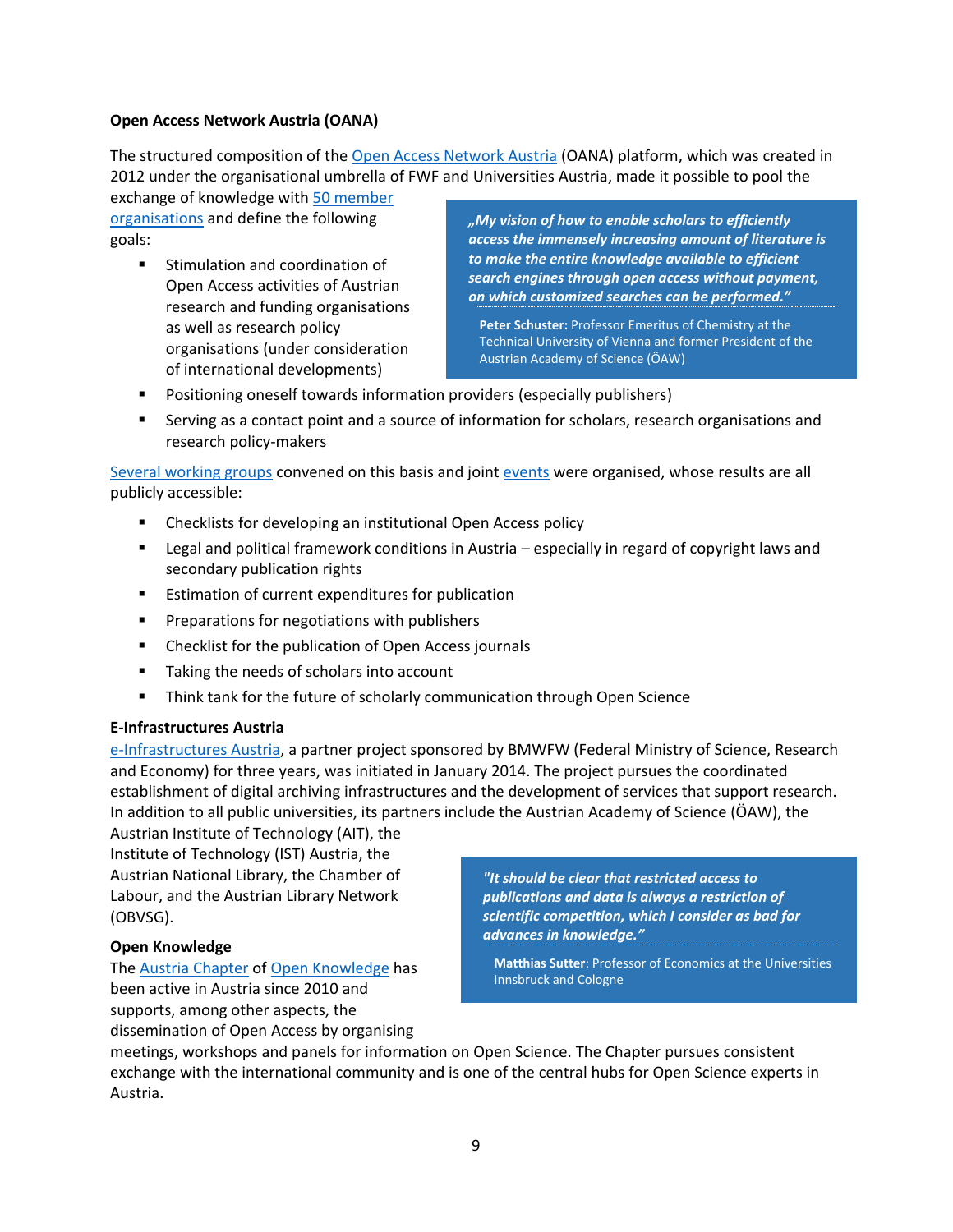**Open Access Network Austria (OANA)**

The structured composition of the Open Access Network Austria (OANA) platform, which was created in 2012 under the organisational umbrella of FWF and Universities Austria, made it possible to pool the exchange of knowledge with 50 member organisations and define the following goals:

- Stimulation and coordination of Open Access activities of Austrian research and funding organisations as well as research policy organisations (under consideration of international developments)
- Positioning oneself towards information providers (especially publishers)
- Serving as a contact point and a source of information for scholars, research organisations and research policy-makers

> ***„My vision of how to enable scholars to efficiently access the immensely increasing amount of literature is to make the entire knowledge available to efficient search engines through open access without payment, on which customized searches can be performed."***
>
> **Peter Schuster:** Professor Emeritus of Chemistry at the Technical University of Vienna and former President of the Austrian Academy of Science (ÖAW)

Several working groups convened on this basis and joint events were organised, whose results are all publicly accessible:

- Checklists for developing an institutional Open Access policy
- Legal and political framework conditions in Austria – especially in regard of copyright laws and secondary publication rights
- Estimation of current expenditures for publication
- Preparations for negotiations with publishers
- Checklist for the publication of Open Access journals
- Taking the needs of scholars into account
- Think tank for the future of scholarly communication through Open Science

**E-Infrastructures Austria**

e-Infrastructures Austria, a partner project sponsored by BMWFW (Federal Ministry of Science, Research and Economy) for three years, was initiated in January 2014. The project pursues the coordinated establishment of digital archiving infrastructures and the development of services that support research. In addition to all public universities, its partners include the Austrian Academy of Science (ÖAW), the Austrian Institute of Technology (AIT), the Institute of Technology (IST) Austria, the Austrian National Library, the Chamber of Labour, and the Austrian Library Network (OBVSG).

> ***"It should be clear that restricted access to publications and data is always a restriction of scientific competition, which I consider as bad for advances in knowledge."***
>
> **Matthias Sutter**: Professor of Economics at the Universities Innsbruck and Cologne

**Open Knowledge**

The Austria Chapter of Open Knowledge has been active in Austria since 2010 and supports, among other aspects, the dissemination of Open Access by organising meetings, workshops and panels for information on Open Science. The Chapter pursues consistent exchange with the international community and is one of the central hubs for Open Science experts in Austria.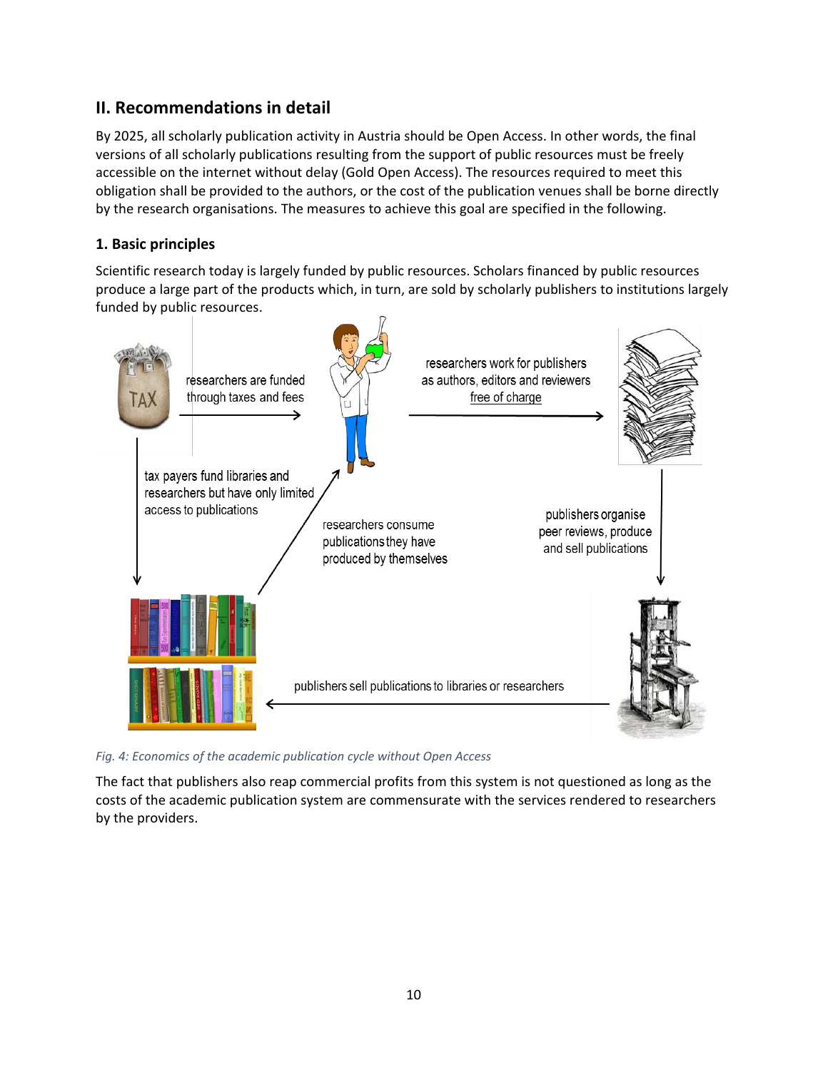## II. Recommendations in detail

By 2025, all scholarly publication activity in Austria should be Open Access. In other words, the final versions of all scholarly publications resulting from the support of public resources must be freely accessible on the internet without delay (Gold Open Access). The resources required to meet this obligation shall be provided to the authors, or the cost of the publication venues shall be borne directly by the research organisations. The measures to achieve this goal are specified in the following.

### 1. Basic principles

Scientific research today is largely funded by public resources. Scholars financed by public resources produce a large part of the products which, in turn, are sold by scholarly publishers to institutions largely funded by public resources.

researchers are funded through taxes and fees

researchers work for publishers as authors, editors and reviewers free of charge

tax payers fund libraries and researchers but have only limited access to publications

researchers consume publications they have produced by themselves

publishers organise peer reviews, produce and sell publications

publishers sell publications to libraries or researchers

*Fig. 4: Economics of the academic publication cycle without Open Access*

The fact that publishers also reap commercial profits from this system is not questioned as long as the costs of the academic publication system are commensurate with the services rendered to researchers by the providers.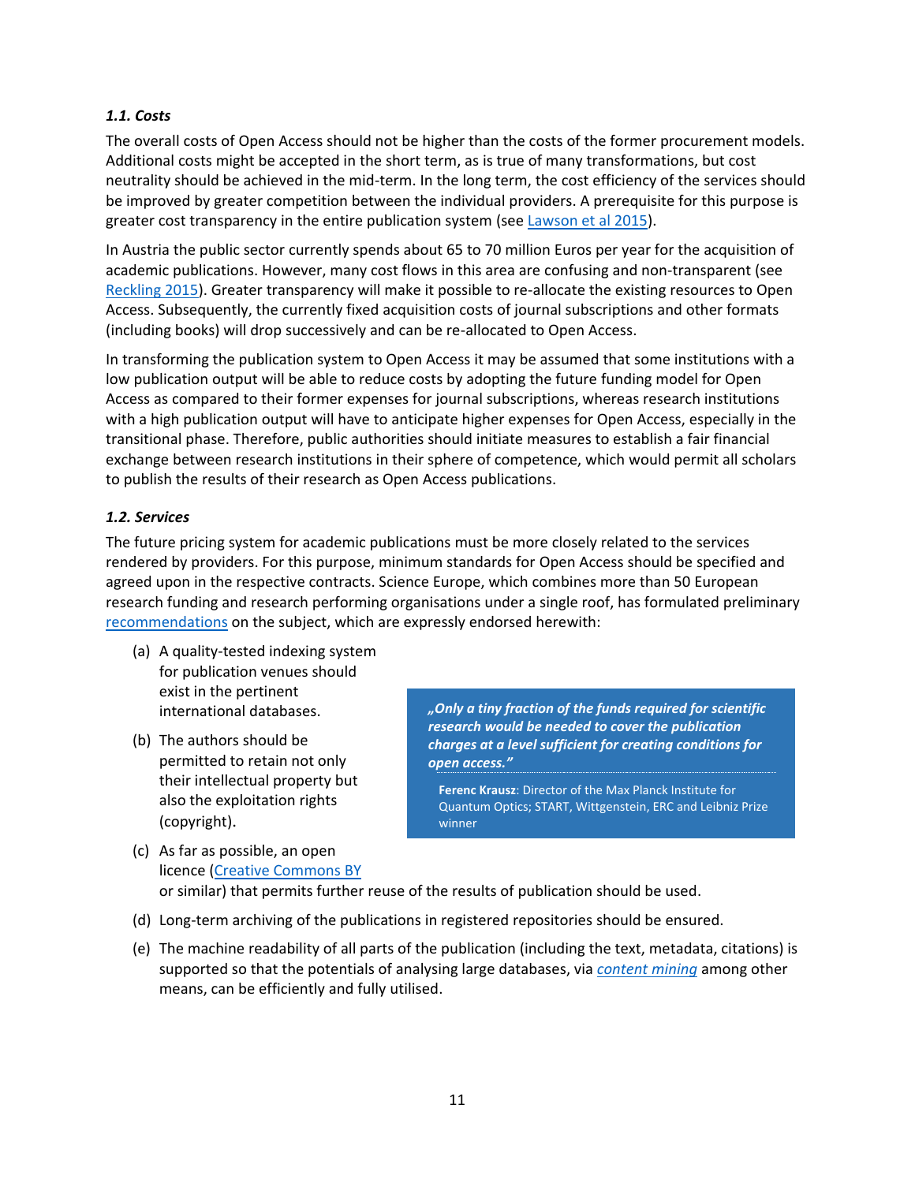### *1.1. Costs*

The overall costs of Open Access should not be higher than the costs of the former procurement models. Additional costs might be accepted in the short term, as is true of many transformations, but cost neutrality should be achieved in the mid-term. In the long term, the cost efficiency of the services should be improved by greater competition between the individual providers. A prerequisite for this purpose is greater cost transparency in the entire publication system (see Lawson et al 2015).

In Austria the public sector currently spends about 65 to 70 million Euros per year for the acquisition of academic publications. However, many cost flows in this area are confusing and non-transparent (see Reckling 2015). Greater transparency will make it possible to re-allocate the existing resources to Open Access. Subsequently, the currently fixed acquisition costs of journal subscriptions and other formats (including books) will drop successively and can be re-allocated to Open Access.

In transforming the publication system to Open Access it may be assumed that some institutions with a low publication output will be able to reduce costs by adopting the future funding model for Open Access as compared to their former expenses for journal subscriptions, whereas research institutions with a high publication output will have to anticipate higher expenses for Open Access, especially in the transitional phase. Therefore, public authorities should initiate measures to establish a fair financial exchange between research institutions in their sphere of competence, which would permit all scholars to publish the results of their research as Open Access publications.

### *1.2. Services*

The future pricing system for academic publications must be more closely related to the services rendered by providers. For this purpose, minimum standards for Open Access should be specified and agreed upon in the respective contracts. Science Europe, which combines more than 50 European research funding and research performing organisations under a single roof, has formulated preliminary recommendations on the subject, which are expressly endorsed herewith:

(a) A quality-tested indexing system for publication venues should exist in the pertinent international databases.

(b) The authors should be permitted to retain not only their intellectual property but also the exploitation rights (copyright).

(c) As far as possible, an open licence (Creative Commons BY or similar) that permits further reuse of the results of publication should be used.

(d) Long-term archiving of the publications in registered repositories should be ensured.

(e) The machine readability of all parts of the publication (including the text, metadata, citations) is supported so that the potentials of analysing large databases, via *content mining* among other means, can be efficiently and fully utilised.

> ***„Only a tiny fraction of the funds required for scientific research would be needed to cover the publication charges at a level sufficient for creating conditions for open access."***
>
> **Ferenc Krausz**: Director of the Max Planck Institute for Quantum Optics; START, Wittgenstein, ERC and Leibniz Prize winner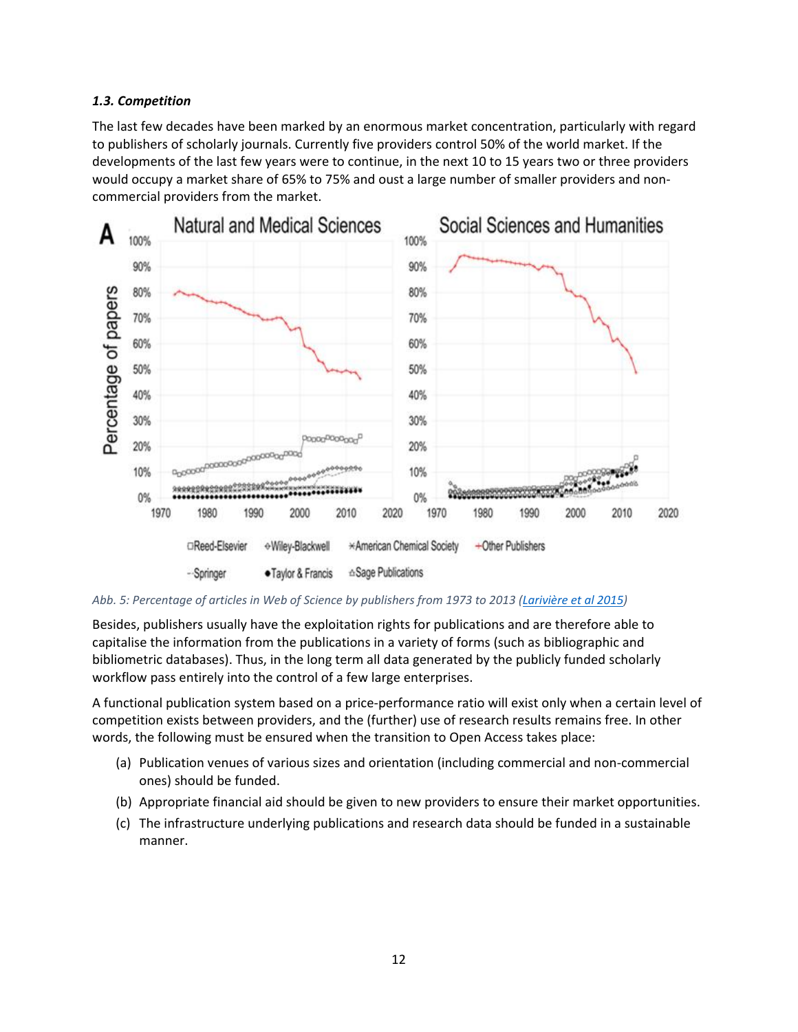***1.3. Competition***

The last few decades have been marked by an enormous market concentration, particularly with regard to publishers of scholarly journals. Currently five providers control 50% of the world market. If the developments of the last few years were to continue, in the next 10 to 15 years two or three providers would occupy a market share of 65% to 75% and oust a large number of smaller providers and non-commercial providers from the market.

A

Natural and Medical Sciences

Social Sciences and Humanities

Percentage of papers

100%
90%
80%
70%
60%
50%
40%
30%
20%
10%
0%

1970 1980 1990 2000 2010 2020

Reed-Elsevier
Wiley-Blackwell
American Chemical Society
Other Publishers
Springer
Taylor & Francis
Sage Publications

*Abb. 5: Percentage of articles in Web of Science by publishers from 1973 to 2013 ([Larivière et al 2015])*

Besides, publishers usually have the exploitation rights for publications and are therefore able to capitalise the information from the publications in a variety of forms (such as bibliographic and bibliometric databases). Thus, in the long term all data generated by the publicly funded scholarly workflow pass entirely into the control of a few large enterprises.

A functional publication system based on a price-performance ratio will exist only when a certain level of competition exists between providers, and the (further) use of research results remains free. In other words, the following must be ensured when the transition to Open Access takes place:

(a) Publication venues of various sizes and orientation (including commercial and non-commercial ones) should be funded.

(b) Appropriate financial aid should be given to new providers to ensure their market opportunities.

(c) The infrastructure underlying publications and research data should be funded in a sustainable manner.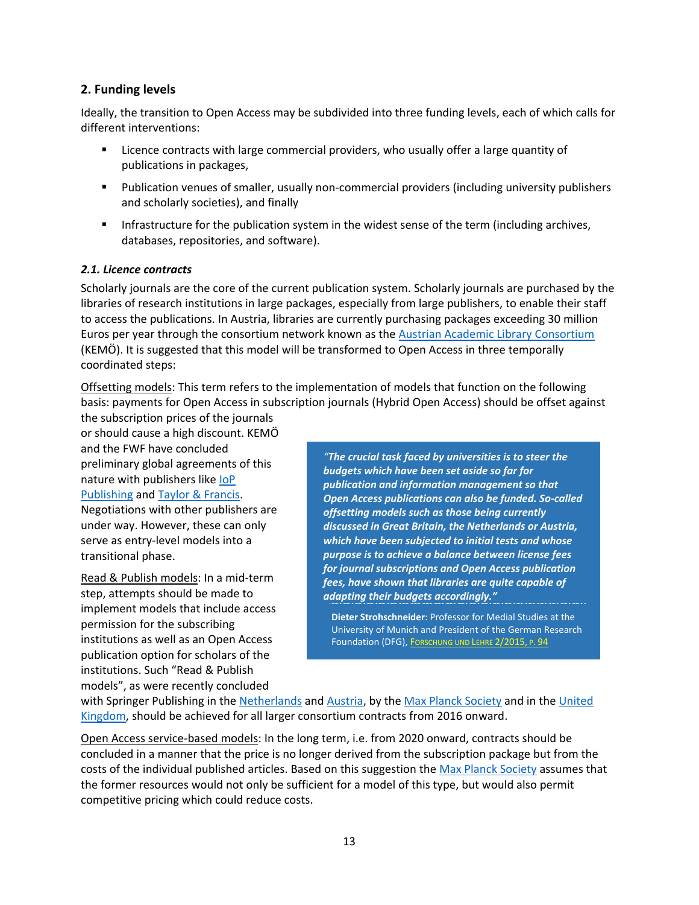## 2. Funding levels

Ideally, the transition to Open Access may be subdivided into three funding levels, each of which calls for different interventions:

- Licence contracts with large commercial providers, who usually offer a large quantity of publications in packages,
- Publication venues of smaller, usually non-commercial providers (including university publishers and scholarly societies), and finally
- Infrastructure for the publication system in the widest sense of the term (including archives, databases, repositories, and software).

### *2.1. Licence contracts*

Scholarly journals are the core of the current publication system. Scholarly journals are purchased by the libraries of research institutions in large packages, especially from large publishers, to enable their staff to access the publications. In Austria, libraries are currently purchasing packages exceeding 30 million Euros per year through the consortium network known as the Austrian Academic Library Consortium (KEMÖ). It is suggested that this model will be transformed to Open Access in three temporally coordinated steps:

Offsetting models: This term refers to the implementation of models that function on the following basis: payments for Open Access in subscription journals (Hybrid Open Access) should be offset against the subscription prices of the journals or should cause a high discount. KEMÖ and the FWF have concluded preliminary global agreements of this nature with publishers like IoP Publishing and Taylor & Francis. Negotiations with other publishers are under way. However, these can only serve as entry-level models into a transitional phase.

Read & Publish models: In a mid-term step, attempts should be made to implement models that include access permission for the subscribing institutions as well as an Open Access publication option for scholars of the institutions. Such “Read & Publish models”, as were recently concluded with Springer Publishing in the Netherlands and Austria, by the Max Planck Society and in the United Kingdom, should be achieved for all larger consortium contracts from 2016 onward.

> ***“The crucial task faced by universities is to steer the budgets which have been set aside so far for publication and information management so that Open Access publications can also be funded. So-called offsetting models such as those being currently discussed in Great Britain, the Netherlands or Austria, which have been subjected to initial tests and whose purpose is to achieve a balance between license fees for journal subscriptions and Open Access publication fees, have shown that libraries are quite capable of adapting their budgets accordingly.”***
>
> **Dieter Strohschneider**: Professor for Medial Studies at the University of Munich and President of the German Research Foundation (DFG), Forschung und Lehre 2/2015, p. 94

Open Access service-based models: In the long term, i.e. from 2020 onward, contracts should be concluded in a manner that the price is no longer derived from the subscription package but from the costs of the individual published articles. Based on this suggestion the Max Planck Society assumes that the former resources would not only be sufficient for a model of this type, but would also permit competitive pricing which could reduce costs.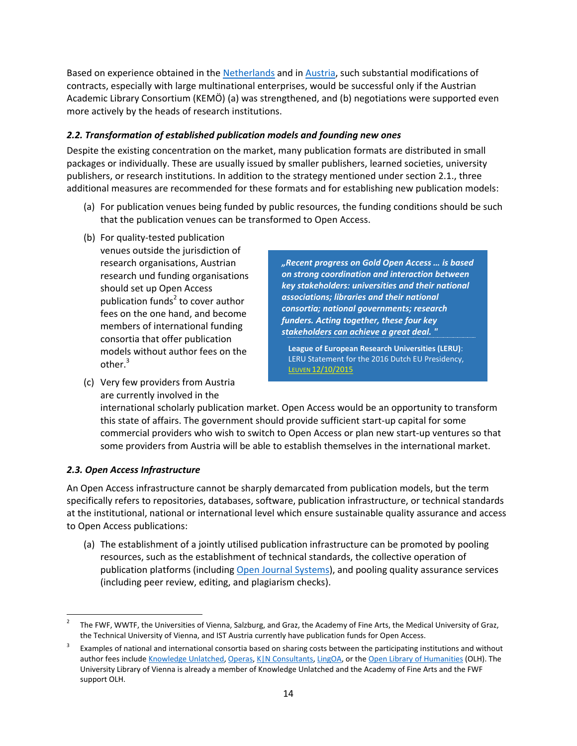Based on experience obtained in the Netherlands and in Austria, such substantial modifications of contracts, especially with large multinational enterprises, would be successful only if the Austrian Academic Library Consortium (KEMÖ) (a) was strengthened, and (b) negotiations were supported even more actively by the heads of research institutions.

### *2.2. Transformation of established publication models and founding new ones*

Despite the existing concentration on the market, many publication formats are distributed in small packages or individually. These are usually issued by smaller publishers, learned societies, university publishers, or research institutions. In addition to the strategy mentioned under section 2.1., three additional measures are recommended for these formats and for establishing new publication models:

(a) For publication venues being funded by public resources, the funding conditions should be such that the publication venues can be transformed to Open Access.

(b) For quality-tested publication venues outside the jurisdiction of research organisations, Austrian research und funding organisations should set up Open Access publication funds[2] to cover author fees on the one hand, and become members of international funding consortia that offer publication models without author fees on the other.[3]

(c) Very few providers from Austria are currently involved in the international scholarly publication market. Open Access would be an opportunity to transform this state of affairs. The government should provide sufficient start-up capital for some commercial providers who wish to switch to Open Access or plan new start-up ventures so that some providers from Austria will be able to establish themselves in the international market.

> ***„Recent progress on Gold Open Access … is based on strong coordination and interaction between key stakeholders: universities and their national associations; libraries and their national consortia; national governments; research funders. Acting together, these four key stakeholders can achieve a great deal. "***
>
> **League of European Research Universities (LERU)**: LERU Statement for the 2016 Dutch EU Presidency, Leuven 12/10/2015

### *2.3. Open Access Infrastructure*

An Open Access infrastructure cannot be sharply demarcated from publication models, but the term specifically refers to repositories, databases, software, publication infrastructure, or technical standards at the institutional, national or international level which ensure sustainable quality assurance and access to Open Access publications:

(a) The establishment of a jointly utilised publication infrastructure can be promoted by pooling resources, such as the establishment of technical standards, the collective operation of publication platforms (including Open Journal Systems), and pooling quality assurance services (including peer review, editing, and plagiarism checks).

---

[2] The FWF, WWTF, the Universities of Vienna, Salzburg, and Graz, the Academy of Fine Arts, the Medical University of Graz, the Technical University of Vienna, and IST Austria currently have publication funds for Open Access.

[3] Examples of national and international consortia based on sharing costs between the participating institutions and without author fees include Knowledge Unlatched, Operas, K|N Consultants, LingOA, or the Open Library of Humanities (OLH). The University Library of Vienna is already a member of Knowledge Unlatched and the Academy of Fine Arts and the FWF support OLH.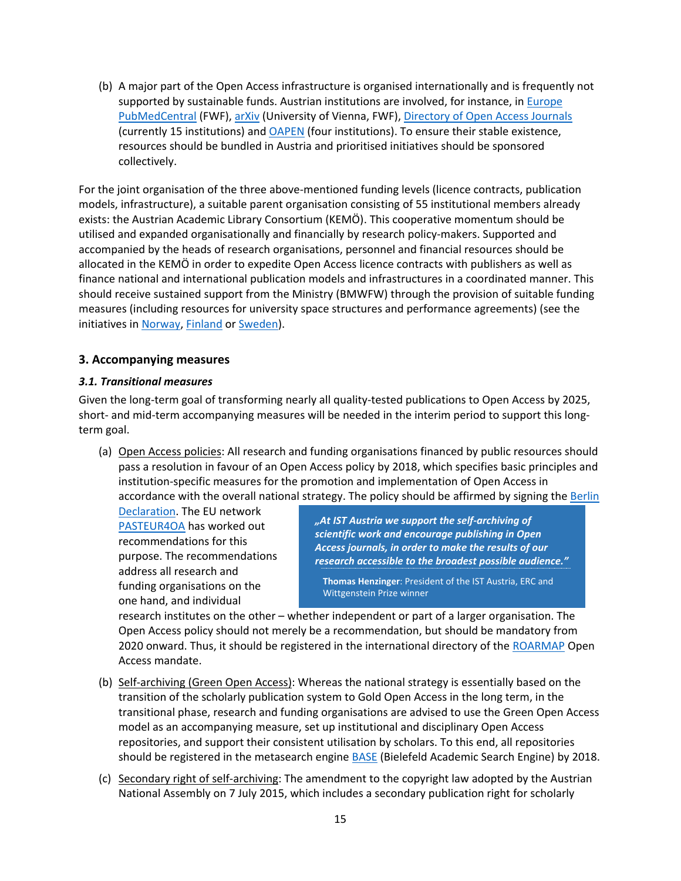(b) A major part of the Open Access infrastructure is organised internationally and is frequently not supported by sustainable funds. Austrian institutions are involved, for instance, in Europe PubMedCentral (FWF), arXiv (University of Vienna, FWF), Directory of Open Access Journals (currently 15 institutions) and OAPEN (four institutions). To ensure their stable existence, resources should be bundled in Austria and prioritised initiatives should be sponsored collectively.

For the joint organisation of the three above-mentioned funding levels (licence contracts, publication models, infrastructure), a suitable parent organisation consisting of 55 institutional members already exists: the Austrian Academic Library Consortium (KEMÖ). This cooperative momentum should be utilised and expanded organisationally and financially by research policy-makers. Supported and accompanied by the heads of research organisations, personnel and financial resources should be allocated in the KEMÖ in order to expedite Open Access licence contracts with publishers as well as finance national and international publication models and infrastructures in a coordinated manner. This should receive sustained support from the Ministry (BMWFW) through the provision of suitable funding measures (including resources for university space structures and performance agreements) (see the initiatives in Norway, Finland or Sweden).

## 3. Accompanying measures

### *3.1. Transitional measures*

Given the long-term goal of transforming nearly all quality-tested publications to Open Access by 2025, short- and mid-term accompanying measures will be needed in the interim period to support this long-term goal.

(a) Open Access policies: All research and funding organisations financed by public resources should pass a resolution in favour of an Open Access policy by 2018, which specifies basic principles and institution-specific measures for the promotion and implementation of Open Access in accordance with the overall national strategy. The policy should be affirmed by signing the Berlin Declaration. The EU network PASTEUR4OA has worked out recommendations for this purpose. The recommendations address all research and funding organisations on the one hand, and individual research institutes on the other – whether independent or part of a larger organisation. The Open Access policy should not merely be a recommendation, but should be mandatory from 2020 onward. Thus, it should be registered in the international directory of the ROARMAP Open Access mandate.

> ***„At IST Austria we support the self-archiving of scientific work and encourage publishing in Open Access journals, in order to make the results of our research accessible to the broadest possible audience."***
>
> **Thomas Henzinger**: President of the IST Austria, ERC and Wittgenstein Prize winner

(b) Self-archiving (Green Open Access): Whereas the national strategy is essentially based on the transition of the scholarly publication system to Gold Open Access in the long term, in the transitional phase, research and funding organisations are advised to use the Green Open Access model as an accompanying measure, set up institutional and disciplinary Open Access repositories, and support their consistent utilisation by scholars. To this end, all repositories should be registered in the metasearch engine BASE (Bielefeld Academic Search Engine) by 2018.

(c) Secondary right of self-archiving: The amendment to the copyright law adopted by the Austrian National Assembly on 7 July 2015, which includes a secondary publication right for scholarly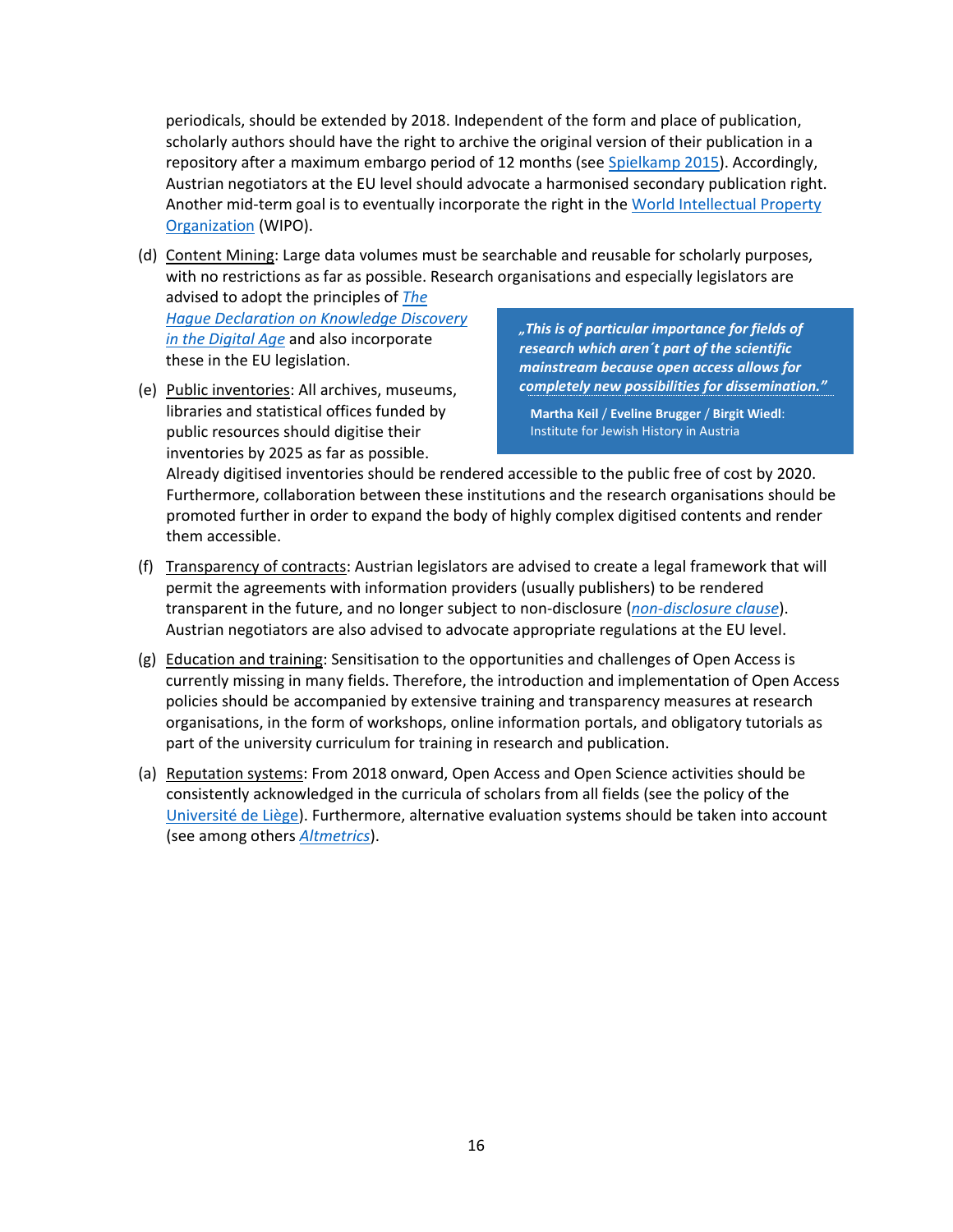periodicals, should be extended by 2018. Independent of the form and place of publication, scholarly authors should have the right to archive the original version of their publication in a repository after a maximum embargo period of 12 months (see Spielkamp 2015). Accordingly, Austrian negotiators at the EU level should advocate a harmonised secondary publication right. Another mid-term goal is to eventually incorporate the right in the World Intellectual Property Organization (WIPO).

(d) Content Mining: Large data volumes must be searchable and reusable for scholarly purposes, with no restrictions as far as possible. Research organisations and especially legislators are advised to adopt the principles of *The Hague Declaration on Knowledge Discovery in the Digital Age* and also incorporate these in the EU legislation.

(e) Public inventories: All archives, museums, libraries and statistical offices funded by public resources should digitise their inventories by 2025 as far as possible. Already digitised inventories should be rendered accessible to the public free of cost by 2020. Furthermore, collaboration between these institutions and the research organisations should be promoted further in order to expand the body of highly complex digitised contents and render them accessible.

> ***„This is of particular importance for fields of research which aren´t part of the scientific mainstream because open access allows for completely new possibilities for dissemination."***
>
> **Martha Keil / Eveline Brugger / Birgit Wiedl**: Institute for Jewish History in Austria

(f) Transparency of contracts: Austrian legislators are advised to create a legal framework that will permit the agreements with information providers (usually publishers) to be rendered transparent in the future, and no longer subject to non-disclosure (*non-disclosure clause*). Austrian negotiators are also advised to advocate appropriate regulations at the EU level.

(g) Education and training: Sensitisation to the opportunities and challenges of Open Access is currently missing in many fields. Therefore, the introduction and implementation of Open Access policies should be accompanied by extensive training and transparency measures at research organisations, in the form of workshops, online information portals, and obligatory tutorials as part of the university curriculum for training in research and publication.

(a) Reputation systems: From 2018 onward, Open Access and Open Science activities should be consistently acknowledged in the curricula of scholars from all fields (see the policy of the Université de Liège). Furthermore, alternative evaluation systems should be taken into account (see among others *Altmetrics*).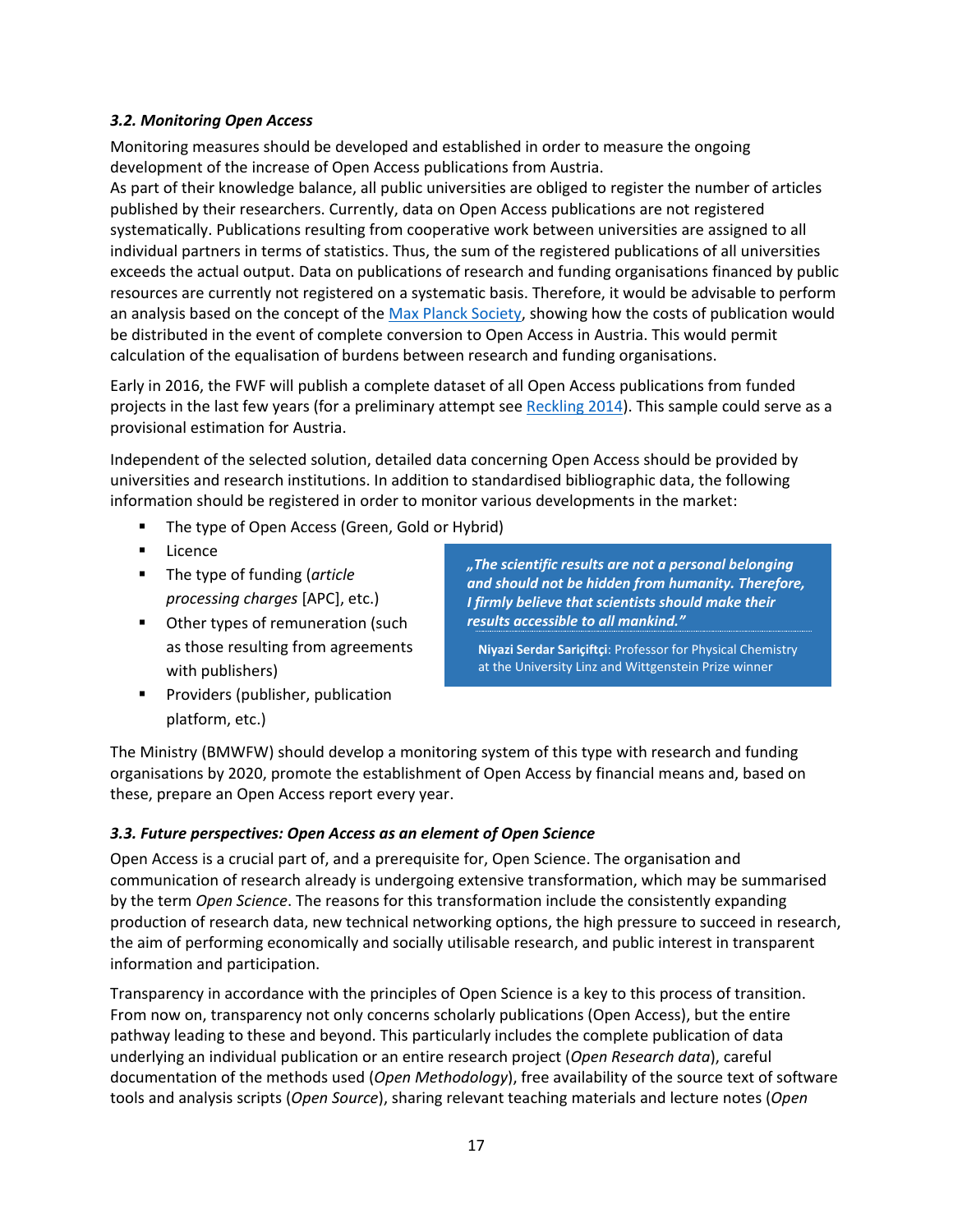### *3.2. Monitoring Open Access*

Monitoring measures should be developed and established in order to measure the ongoing development of the increase of Open Access publications from Austria.
As part of their knowledge balance, all public universities are obliged to register the number of articles published by their researchers. Currently, data on Open Access publications are not registered systematically. Publications resulting from cooperative work between universities are assigned to all individual partners in terms of statistics. Thus, the sum of the registered publications of all universities exceeds the actual output. Data on publications of research and funding organisations financed by public resources are currently not registered on a systematic basis. Therefore, it would be advisable to perform an analysis based on the concept of the Max Planck Society, showing how the costs of publication would be distributed in the event of complete conversion to Open Access in Austria. This would permit calculation of the equalisation of burdens between research and funding organisations.

Early in 2016, the FWF will publish a complete dataset of all Open Access publications from funded projects in the last few years (for a preliminary attempt see Reckling 2014). This sample could serve as a provisional estimation for Austria.

Independent of the selected solution, detailed data concerning Open Access should be provided by universities and research institutions. In addition to standardised bibliographic data, the following information should be registered in order to monitor various developments in the market:

- The type of Open Access (Green, Gold or Hybrid)
- Licence
- The type of funding (*article processing charges* [APC], etc.)
- Other types of remuneration (such as those resulting from agreements with publishers)
- Providers (publisher, publication platform, etc.)

> ***„The scientific results are not a personal belonging and should not be hidden from humanity. Therefore, I firmly believe that scientists should make their results accessible to all mankind."***
>
> **Niyazi Serdar Sariçiftçi**: Professor for Physical Chemistry at the University Linz and Wittgenstein Prize winner

The Ministry (BMWFW) should develop a monitoring system of this type with research and funding organisations by 2020, promote the establishment of Open Access by financial means and, based on these, prepare an Open Access report every year.

### *3.3. Future perspectives: Open Access as an element of Open Science*

Open Access is a crucial part of, and a prerequisite for, Open Science. The organisation and communication of research already is undergoing extensive transformation, which may be summarised by the term *Open Science*. The reasons for this transformation include the consistently expanding production of research data, new technical networking options, the high pressure to succeed in research, the aim of performing economically and socially utilisable research, and public interest in transparent information and participation.

Transparency in accordance with the principles of Open Science is a key to this process of transition. From now on, transparency not only concerns scholarly publications (Open Access), but the entire pathway leading to these and beyond. This particularly includes the complete publication of data underlying an individual publication or an entire research project (*Open Research data*), careful documentation of the methods used (*Open Methodology*), free availability of the source text of software tools and analysis scripts (*Open Source*), sharing relevant teaching materials and lecture notes (*Open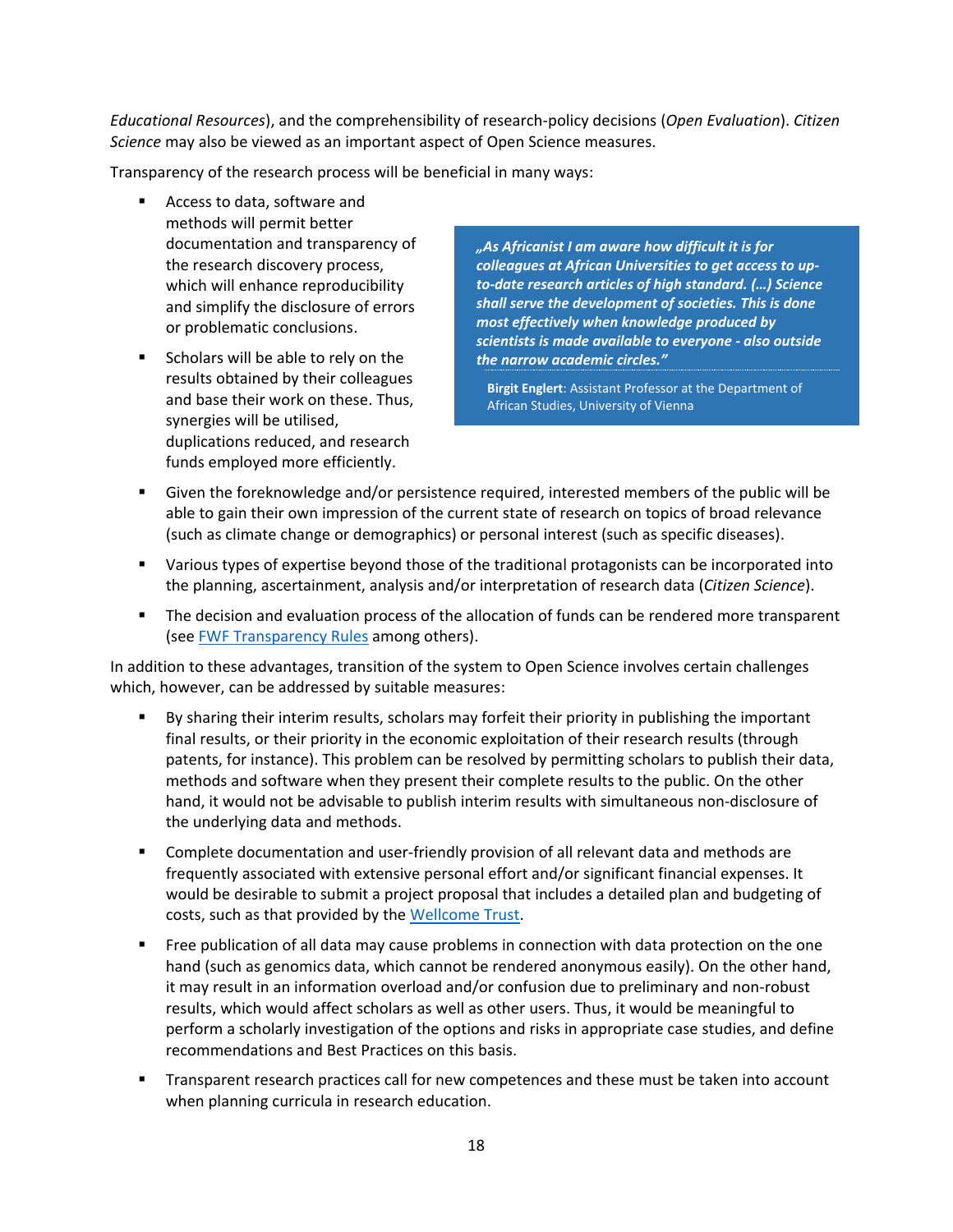*Educational Resources*), and the comprehensibility of research-policy decisions (*Open Evaluation*). *Citizen Science* may also be viewed as an important aspect of Open Science measures.

Transparency of the research process will be beneficial in many ways:

- Access to data, software and methods will permit better documentation and transparency of the research discovery process, which will enhance reproducibility and simplify the disclosure of errors or problematic conclusions.
- Scholars will be able to rely on the results obtained by their colleagues and base their work on these. Thus, synergies will be utilised, duplications reduced, and research funds employed more efficiently.

> ***„As Africanist I am aware how difficult it is for colleagues at African Universities to get access to up-to-date research articles of high standard. (…) Science shall serve the development of societies. This is done most effectively when knowledge produced by scientists is made available to everyone - also outside the narrow academic circles."***
>
> **Birgit Englert**: Assistant Professor at the Department of African Studies, University of Vienna

- Given the foreknowledge and/or persistence required, interested members of the public will be able to gain their own impression of the current state of research on topics of broad relevance (such as climate change or demographics) or personal interest (such as specific diseases).
- Various types of expertise beyond those of the traditional protagonists can be incorporated into the planning, ascertainment, analysis and/or interpretation of research data (*Citizen Science*).
- The decision and evaluation process of the allocation of funds can be rendered more transparent (see FWF Transparency Rules among others).

In addition to these advantages, transition of the system to Open Science involves certain challenges which, however, can be addressed by suitable measures:

- By sharing their interim results, scholars may forfeit their priority in publishing the important final results, or their priority in the economic exploitation of their research results (through patents, for instance). This problem can be resolved by permitting scholars to publish their data, methods and software when they present their complete results to the public. On the other hand, it would not be advisable to publish interim results with simultaneous non-disclosure of the underlying data and methods.
- Complete documentation and user-friendly provision of all relevant data and methods are frequently associated with extensive personal effort and/or significant financial expenses. It would be desirable to submit a project proposal that includes a detailed plan and budgeting of costs, such as that provided by the Wellcome Trust.
- Free publication of all data may cause problems in connection with data protection on the one hand (such as genomics data, which cannot be rendered anonymous easily). On the other hand, it may result in an information overload and/or confusion due to preliminary and non-robust results, which would affect scholars as well as other users. Thus, it would be meaningful to perform a scholarly investigation of the options and risks in appropriate case studies, and define recommendations and Best Practices on this basis.
- Transparent research practices call for new competences and these must be taken into account when planning curricula in research education.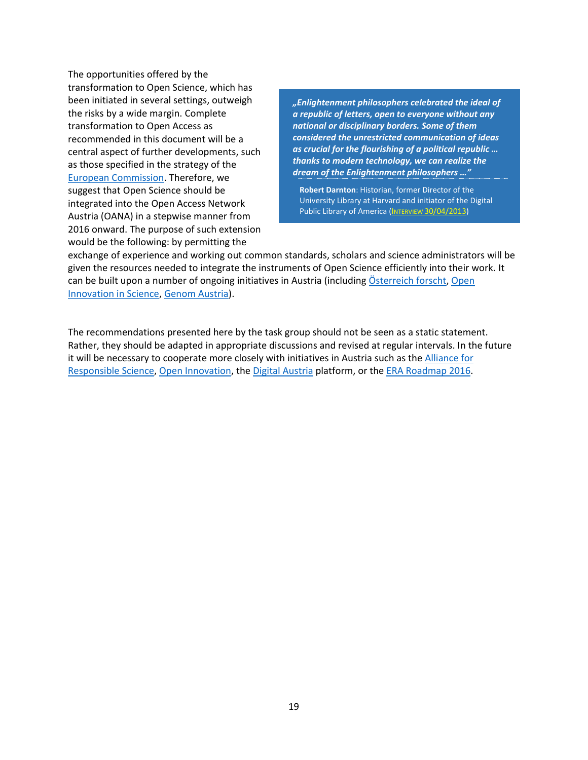The opportunities offered by the transformation to Open Science, which has been initiated in several settings, outweigh the risks by a wide margin. Complete transformation to Open Access as recommended in this document will be a central aspect of further developments, such as those specified in the strategy of the European Commission. Therefore, we suggest that Open Science should be integrated into the Open Access Network Austria (OANA) in a stepwise manner from 2016 onward. The purpose of such extension would be the following: by permitting the exchange of experience and working out common standards, scholars and science administrators will be given the resources needed to integrate the instruments of Open Science efficiently into their work. It can be built upon a number of ongoing initiatives in Austria (including Österreich forscht, Open Innovation in Science, Genom Austria).

> ***„Enlightenment philosophers celebrated the ideal of a republic of letters, open to everyone without any national or disciplinary borders. Some of them considered the unrestricted communication of ideas as crucial for the flourishing of a political republic … thanks to modern technology, we can realize the dream of the Enlightenment philosophers …"***
>
> **Robert Darnton**: Historian, former Director of the University Library at Harvard and initiator of the Digital Public Library of America (INTERVIEW 30/04/2013)

The recommendations presented here by the task group should not be seen as a static statement. Rather, they should be adapted in appropriate discussions and revised at regular intervals. In the future it will be necessary to cooperate more closely with initiatives in Austria such as the Alliance for Responsible Science, Open Innovation, the Digital Austria platform, or the ERA Roadmap 2016.